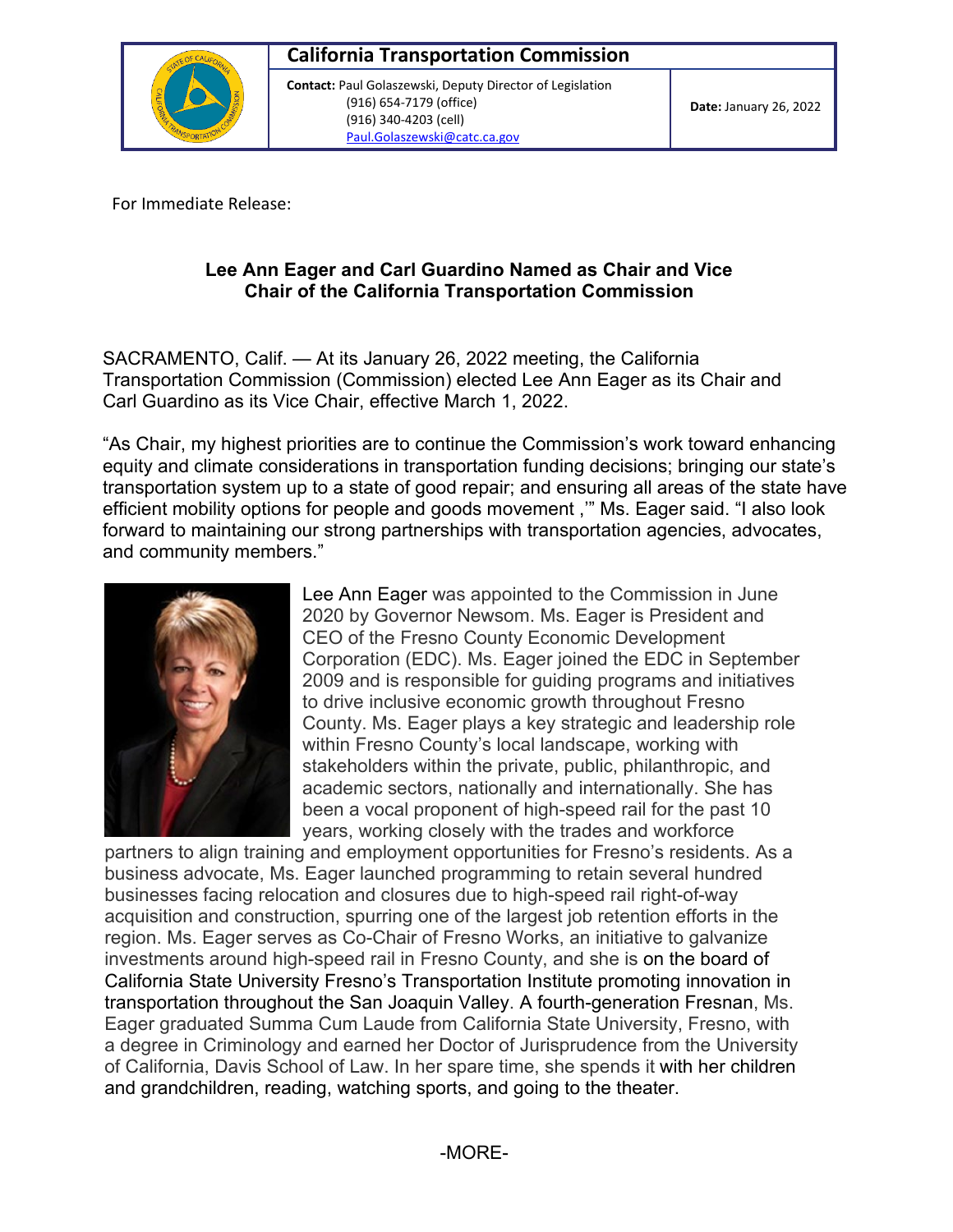**California Transportation Commission**

**Contact:** Paul Golaszewski, Deputy Director of Legislation
(916) 654-7179 (office)
(916) 340-4203 (cell)
Paul.Golaszewski@catc.ca.gov

**Date:** January 26, 2022

For Immediate Release:

## Lee Ann Eager and Carl Guardino Named as Chair and Vice Chair of the California Transportation Commission

SACRAMENTO, Calif. — At its January 26, 2022 meeting, the California Transportation Commission (Commission) elected Lee Ann Eager as its Chair and Carl Guardino as its Vice Chair, effective March 1, 2022.

"As Chair, my highest priorities are to continue the Commission's work toward enhancing equity and climate considerations in transportation funding decisions; bringing our state's transportation system up to a state of good repair; and ensuring all areas of the state have efficient mobility options for people and goods movement ,'" Ms. Eager said. "I also look forward to maintaining our strong partnerships with transportation agencies, advocates, and community members."

Lee Ann Eager was appointed to the Commission in June 2020 by Governor Newsom. Ms. Eager is President and CEO of the Fresno County Economic Development Corporation (EDC). Ms. Eager joined the EDC in September 2009 and is responsible for guiding programs and initiatives to drive inclusive economic growth throughout Fresno County. Ms. Eager plays a key strategic and leadership role within Fresno County's local landscape, working with stakeholders within the private, public, philanthropic, and academic sectors, nationally and internationally. She has been a vocal proponent of high-speed rail for the past 10 years, working closely with the trades and workforce partners to align training and employment opportunities for Fresno's residents. As a business advocate, Ms. Eager launched programming to retain several hundred businesses facing relocation and closures due to high-speed rail right-of-way acquisition and construction, spurring one of the largest job retention efforts in the region. Ms. Eager serves as Co-Chair of Fresno Works, an initiative to galvanize investments around high-speed rail in Fresno County, and she is on the board of California State University Fresno's Transportation Institute promoting innovation in transportation throughout the San Joaquin Valley. A fourth-generation Fresnan, Ms. Eager graduated Summa Cum Laude from California State University, Fresno, with a degree in Criminology and earned her Doctor of Jurisprudence from the University of California, Davis School of Law. In her spare time, she spends it with her children and grandchildren, reading, watching sports, and going to the theater.

-MORE-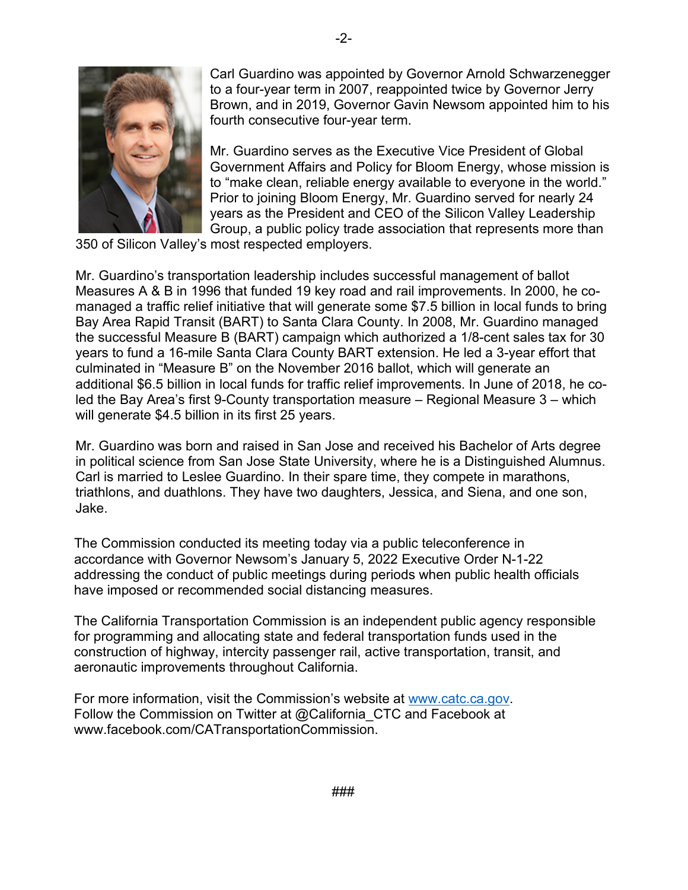Carl Guardino was appointed by Governor Arnold Schwarzenegger to a four-year term in 2007, reappointed twice by Governor Jerry Brown, and in 2019, Governor Gavin Newsom appointed him to his fourth consecutive four-year term.

Mr. Guardino serves as the Executive Vice President of Global Government Affairs and Policy for Bloom Energy, whose mission is to "make clean, reliable energy available to everyone in the world." Prior to joining Bloom Energy, Mr. Guardino served for nearly 24 years as the President and CEO of the Silicon Valley Leadership Group, a public policy trade association that represents more than 350 of Silicon Valley's most respected employers.

Mr. Guardino's transportation leadership includes successful management of ballot Measures A & B in 1996 that funded 19 key road and rail improvements. In 2000, he co-managed a traffic relief initiative that will generate some $7.5 billion in local funds to bring Bay Area Rapid Transit (BART) to Santa Clara County. In 2008, Mr. Guardino managed the successful Measure B (BART) campaign which authorized a 1/8-cent sales tax for 30 years to fund a 16-mile Santa Clara County BART extension. He led a 3-year effort that culminated in "Measure B" on the November 2016 ballot, which will generate an additional $6.5 billion in local funds for traffic relief improvements. In June of 2018, he co-led the Bay Area's first 9-County transportation measure – Regional Measure 3 – which will generate $4.5 billion in its first 25 years.

Mr. Guardino was born and raised in San Jose and received his Bachelor of Arts degree in political science from San Jose State University, where he is a Distinguished Alumnus. Carl is married to Leslee Guardino. In their spare time, they compete in marathons, triathlons, and duathlons. They have two daughters, Jessica, and Siena, and one son, Jake.

The Commission conducted its meeting today via a public teleconference in accordance with Governor Newsom's January 5, 2022 Executive Order N-1-22 addressing the conduct of public meetings during periods when public health officials have imposed or recommended social distancing measures.

The California Transportation Commission is an independent public agency responsible for programming and allocating state and federal transportation funds used in the construction of highway, intercity passenger rail, active transportation, transit, and aeronautic improvements throughout California.

For more information, visit the Commission's website at www.catc.ca.gov.
Follow the Commission on Twitter at @California_CTC and Facebook at www.facebook.com/CATransportationCommission.

###